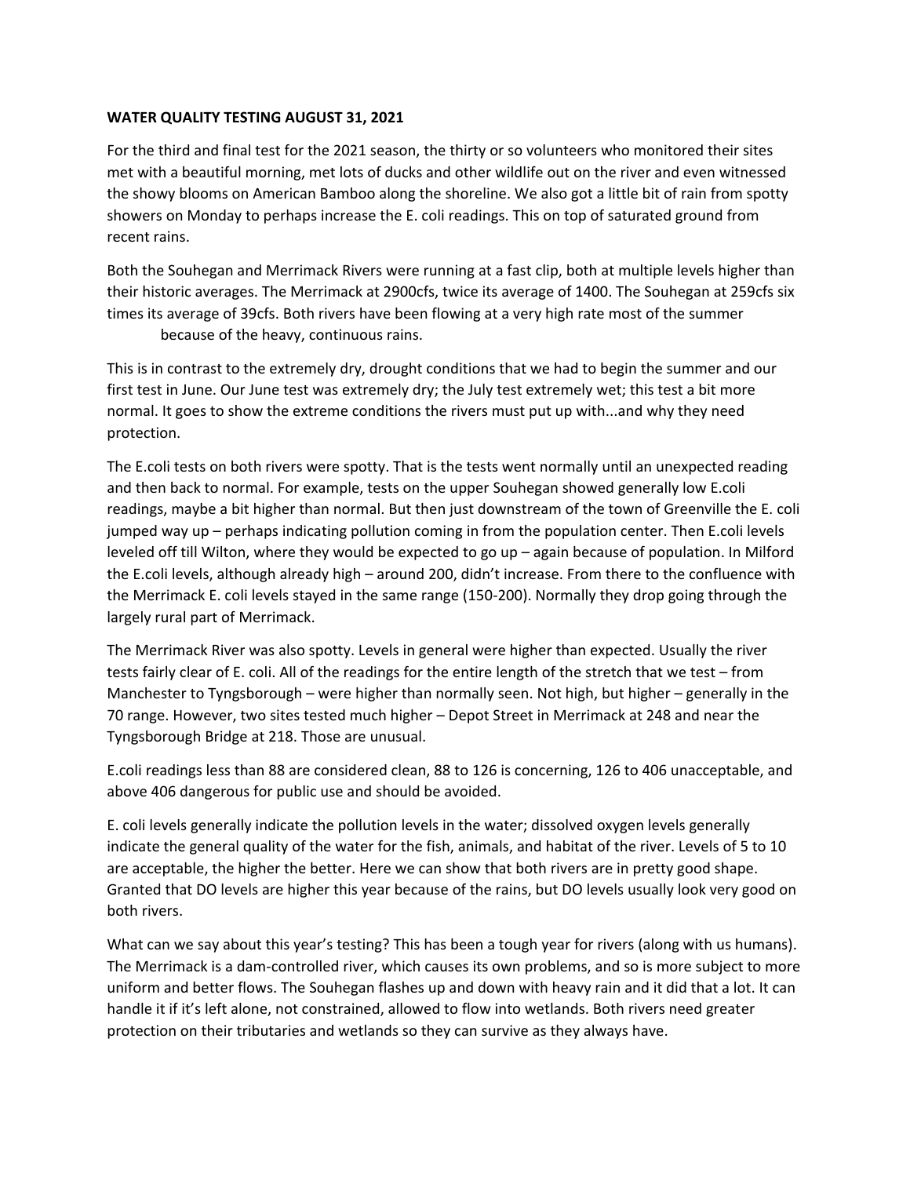**WATER QUALITY TESTING AUGUST 31, 2021**

For the third and final test for the 2021 season, the thirty or so volunteers who monitored their sites met with a beautiful morning, met lots of ducks and other wildlife out on the river and even witnessed the showy blooms on American Bamboo along the shoreline. We also got a little bit of rain from spotty showers on Monday to perhaps increase the E. coli readings. This on top of saturated ground from recent rains.

Both the Souhegan and Merrimack Rivers were running at a fast clip, both at multiple levels higher than their historic averages. The Merrimack at 2900cfs, twice its average of 1400. The Souhegan at 259cfs six times its average of 39cfs. Both rivers have been flowing at a very high rate most of the summer because of the heavy, continuous rains.

This is in contrast to the extremely dry, drought conditions that we had to begin the summer and our first test in June. Our June test was extremely dry; the July test extremely wet; this test a bit more normal. It goes to show the extreme conditions the rivers must put up with...and why they need protection.

The E.coli tests on both rivers were spotty. That is the tests went normally until an unexpected reading and then back to normal. For example, tests on the upper Souhegan showed generally low E.coli readings, maybe a bit higher than normal. But then just downstream of the town of Greenville the E. coli jumped way up – perhaps indicating pollution coming in from the population center. Then E.coli levels leveled off till Wilton, where they would be expected to go up – again because of population. In Milford the E.coli levels, although already high – around 200, didn't increase. From there to the confluence with the Merrimack E. coli levels stayed in the same range (150-200). Normally they drop going through the largely rural part of Merrimack.

The Merrimack River was also spotty. Levels in general were higher than expected. Usually the river tests fairly clear of E. coli. All of the readings for the entire length of the stretch that we test – from Manchester to Tyngsborough – were higher than normally seen. Not high, but higher – generally in the 70 range. However, two sites tested much higher – Depot Street in Merrimack at 248 and near the Tyngsborough Bridge at 218. Those are unusual.

E.coli readings less than 88 are considered clean, 88 to 126 is concerning, 126 to 406 unacceptable, and above 406 dangerous for public use and should be avoided.

E. coli levels generally indicate the pollution levels in the water; dissolved oxygen levels generally indicate the general quality of the water for the fish, animals, and habitat of the river. Levels of 5 to 10 are acceptable, the higher the better. Here we can show that both rivers are in pretty good shape. Granted that DO levels are higher this year because of the rains, but DO levels usually look very good on both rivers.

What can we say about this year's testing? This has been a tough year for rivers (along with us humans). The Merrimack is a dam-controlled river, which causes its own problems, and so is more subject to more uniform and better flows. The Souhegan flashes up and down with heavy rain and it did that a lot. It can handle it if it's left alone, not constrained, allowed to flow into wetlands. Both rivers need greater protection on their tributaries and wetlands so they can survive as they always have.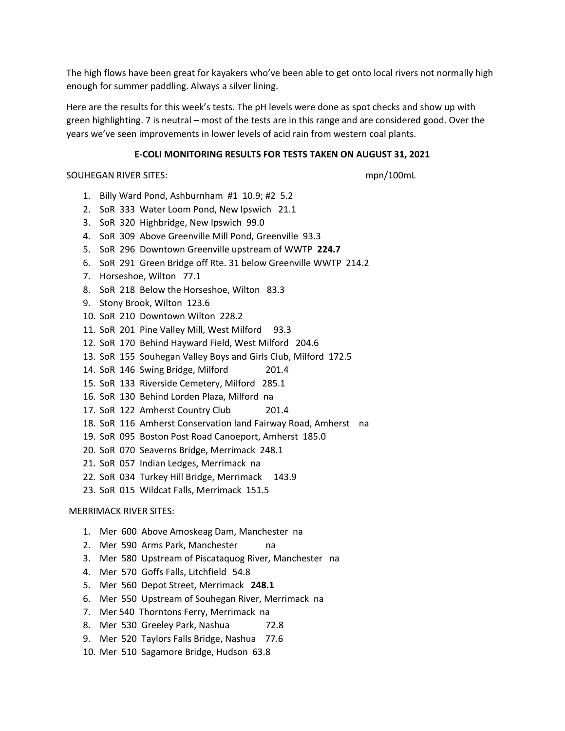The high flows have been great for kayakers who've been able to get onto local rivers not normally high enough for summer paddling. Always a silver lining.

Here are the results for this week's tests. The pH levels were done as spot checks and show up with green highlighting. 7 is neutral – most of the tests are in this range and are considered good. Over the years we've seen improvements in lower levels of acid rain from western coal plants.

**E-COLI MONITORING RESULTS FOR TESTS TAKEN ON AUGUST 31, 2021**

SOUHEGAN RIVER SITES: mpn/100mL

1. Billy Ward Pond, Ashburnham #1 10.9; #2 5.2
2. SoR 333 Water Loom Pond, New Ipswich 21.1
3. SoR 320 Highbridge, New Ipswich 99.0
4. SoR 309 Above Greenville Mill Pond, Greenville 93.3
5. SoR 296 Downtown Greenville upstream of WWTP **224.7**
6. SoR 291 Green Bridge off Rte. 31 below Greenville WWTP 214.2
7. Horseshoe, Wilton 77.1
8. SoR 218 Below the Horseshoe, Wilton 83.3
9. Stony Brook, Wilton 123.6
10. SoR 210 Downtown Wilton 228.2
11. SoR 201 Pine Valley Mill, West Milford 93.3
12. SoR 170 Behind Hayward Field, West Milford 204.6
13. SoR 155 Souhegan Valley Boys and Girls Club, Milford 172.5
14. SoR 146 Swing Bridge, Milford 201.4
15. SoR 133 Riverside Cemetery, Milford 285.1
16. SoR 130 Behind Lorden Plaza, Milford na
17. SoR 122 Amherst Country Club 201.4
18. SoR 116 Amherst Conservation land Fairway Road, Amherst na
19. SoR 095 Boston Post Road Canoeport, Amherst 185.0
20. SoR 070 Seaverns Bridge, Merrimack 248.1
21. SoR 057 Indian Ledges, Merrimack na
22. SoR 034 Turkey Hill Bridge, Merrimack 143.9
23. SoR 015 Wildcat Falls, Merrimack 151.5

MERRIMACK RIVER SITES:

1. Mer 600 Above Amoskeag Dam, Manchester na
2. Mer 590 Arms Park, Manchester na
3. Mer 580 Upstream of Piscataquog River, Manchester na
4. Mer 570 Goffs Falls, Litchfield 54.8
5. Mer 560 Depot Street, Merrimack **248.1**
6. Mer 550 Upstream of Souhegan River, Merrimack na
7. Mer 540 Thorntons Ferry, Merrimack na
8. Mer 530 Greeley Park, Nashua 72.8
9. Mer 520 Taylors Falls Bridge, Nashua 77.6
10. Mer 510 Sagamore Bridge, Hudson 63.8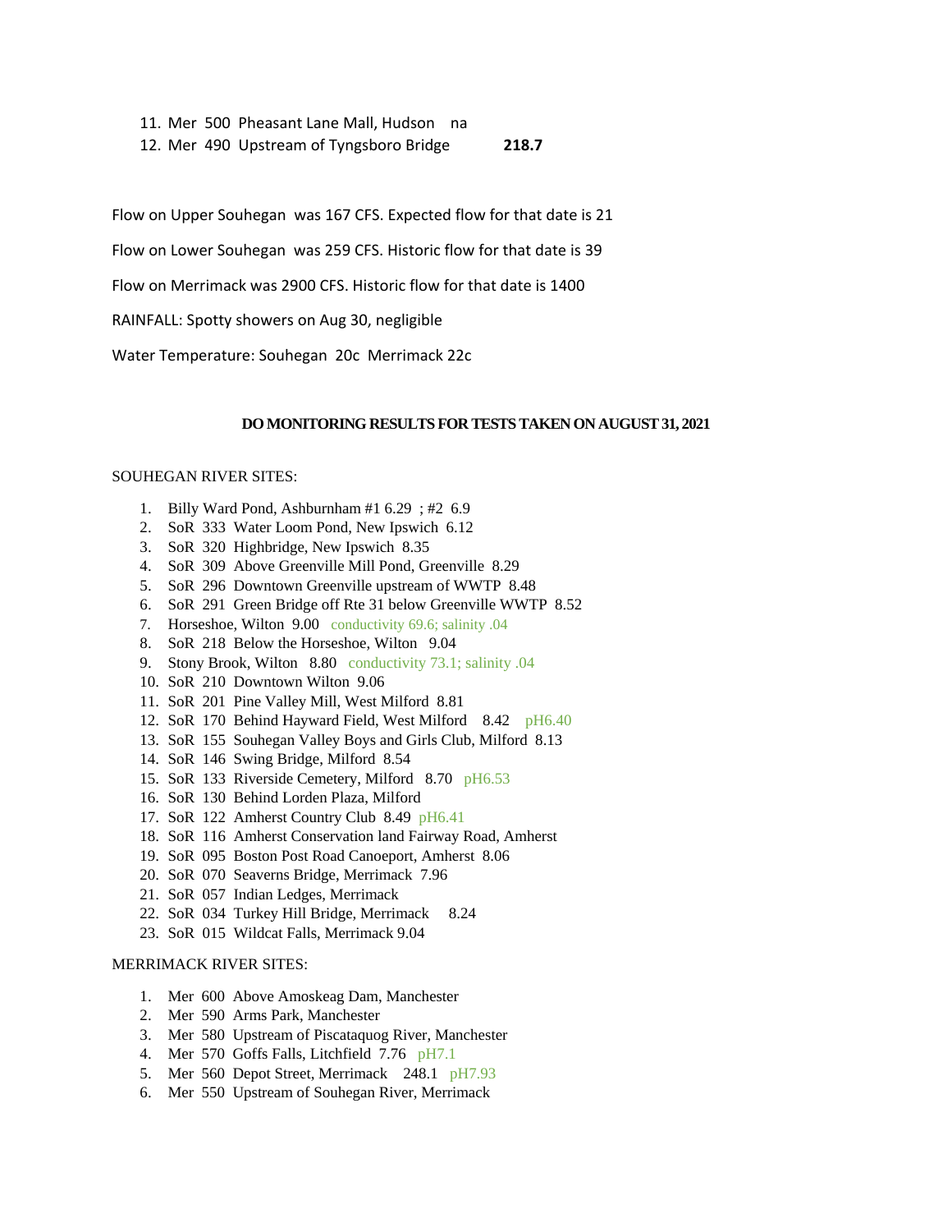11. Mer 500 Pheasant Lane Mall, Hudson na
12. Mer 490 Upstream of Tyngsboro Bridge **218.7**

Flow on Upper Souhegan was 167 CFS. Expected flow for that date is 21

Flow on Lower Souhegan was 259 CFS. Historic flow for that date is 39

Flow on Merrimack was 2900 CFS. Historic flow for that date is 1400

RAINFALL: Spotty showers on Aug 30, negligible

Water Temperature: Souhegan 20c Merrimack 22c

**DO MONITORING RESULTS FOR TESTS TAKEN ON AUGUST 31, 2021**

SOUHEGAN RIVER SITES:

1. Billy Ward Pond, Ashburnham #1 6.29 ; #2 6.9
2. SoR 333 Water Loom Pond, New Ipswich 6.12
3. SoR 320 Highbridge, New Ipswich 8.35
4. SoR 309 Above Greenville Mill Pond, Greenville 8.29
5. SoR 296 Downtown Greenville upstream of WWTP 8.48
6. SoR 291 Green Bridge off Rte 31 below Greenville WWTP 8.52
7. Horseshoe, Wilton 9.00 conductivity 69.6; salinity .04
8. SoR 218 Below the Horseshoe, Wilton 9.04
9. Stony Brook, Wilton 8.80 conductivity 73.1; salinity .04
10. SoR 210 Downtown Wilton 9.06
11. SoR 201 Pine Valley Mill, West Milford 8.81
12. SoR 170 Behind Hayward Field, West Milford 8.42 pH6.40
13. SoR 155 Souhegan Valley Boys and Girls Club, Milford 8.13
14. SoR 146 Swing Bridge, Milford 8.54
15. SoR 133 Riverside Cemetery, Milford 8.70 pH6.53
16. SoR 130 Behind Lorden Plaza, Milford
17. SoR 122 Amherst Country Club 8.49 pH6.41
18. SoR 116 Amherst Conservation land Fairway Road, Amherst
19. SoR 095 Boston Post Road Canoeport, Amherst 8.06
20. SoR 070 Seaverns Bridge, Merrimack 7.96
21. SoR 057 Indian Ledges, Merrimack
22. SoR 034 Turkey Hill Bridge, Merrimack 8.24
23. SoR 015 Wildcat Falls, Merrimack 9.04

MERRIMACK RIVER SITES:

1. Mer 600 Above Amoskeag Dam, Manchester
2. Mer 590 Arms Park, Manchester
3. Mer 580 Upstream of Piscataquog River, Manchester
4. Mer 570 Goffs Falls, Litchfield 7.76 pH7.1
5. Mer 560 Depot Street, Merrimack 248.1 pH7.93
6. Mer 550 Upstream of Souhegan River, Merrimack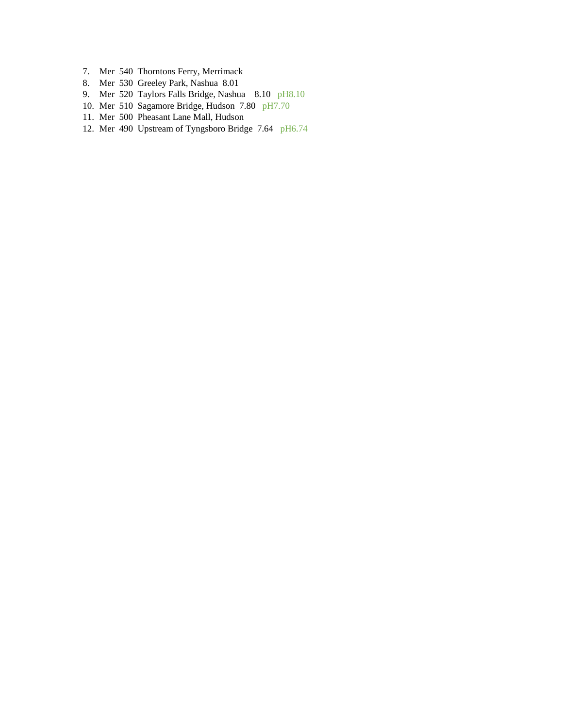7. Mer 540 Thorntons Ferry, Merrimack
8. Mer 530 Greeley Park, Nashua 8.01
9. Mer 520 Taylors Falls Bridge, Nashua 8.10 pH8.10
10. Mer 510 Sagamore Bridge, Hudson 7.80 pH7.70
11. Mer 500 Pheasant Lane Mall, Hudson
12. Mer 490 Upstream of Tyngsboro Bridge 7.64 pH6.74